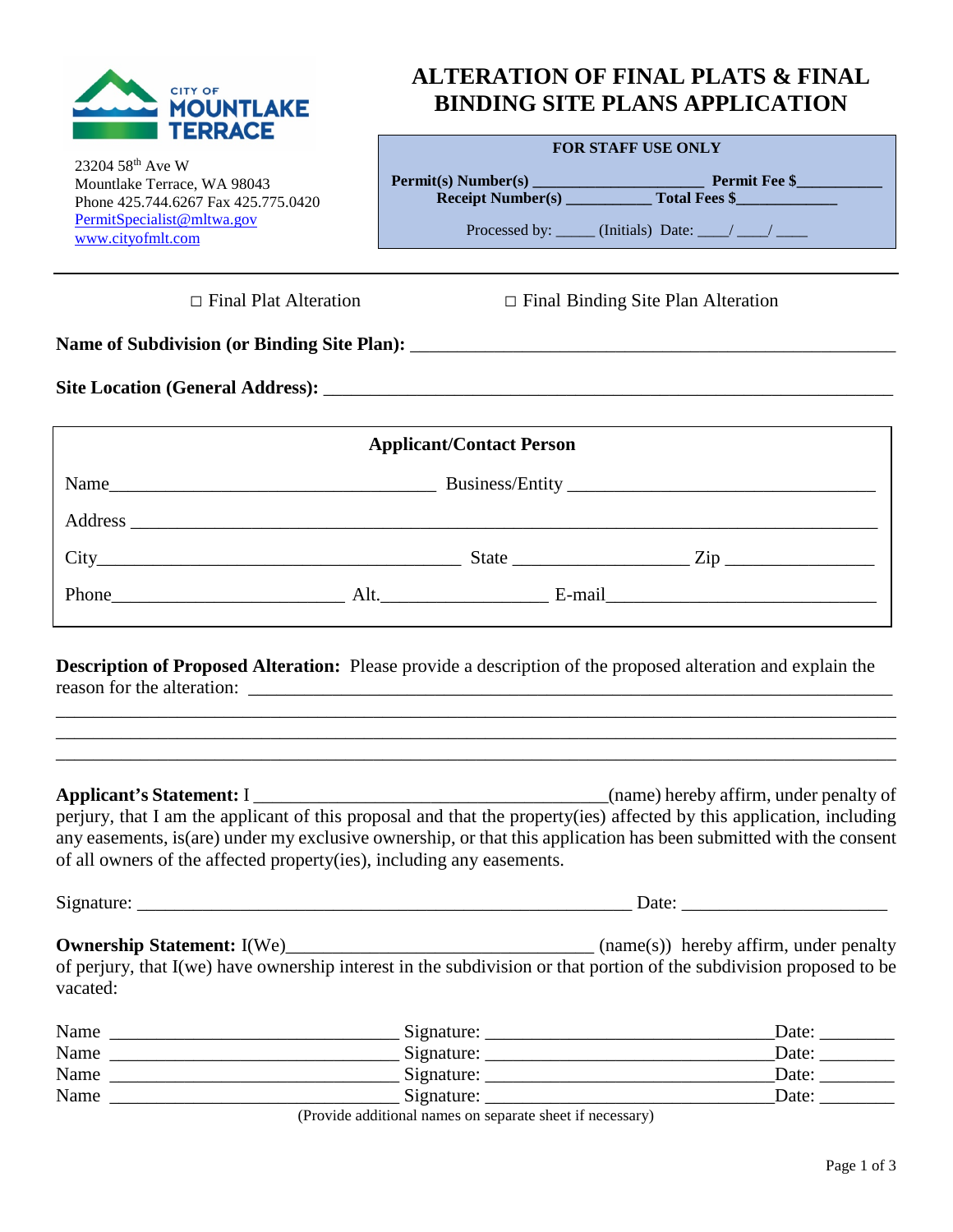CITY OF MOUNTLAKE TERRACE

23204 58th Ave W
Mountlake Terrace, WA 98043
Phone 425.744.6267 Fax 425.775.0420
PermitSpecialist@mltwa.gov
www.cityofmlt.com

# ALTERATION OF FINAL PLATS & FINAL BINDING SITE PLANS APPLICATION

**FOR STAFF USE ONLY**

**Permit(s) Number(s)** ____________________ **Permit Fee $**__________
**Receipt Number(s)** __________ **Total Fees $**____________

Processed by: _____ (Initials) Date: ____/ ____/ ____

---

□ Final Plat Alteration □ Final Binding Site Plan Alteration

**Name of Subdivision (or Binding Site Plan):** ____________________________________________________

**Site Location (General Address):** ____________________________________________________________

**Applicant/Contact Person**

Name___________________________________ Business/Entity ________________________________

Address ____________________________________________________________________________

City_______________________________________ State __________________ Zip _______________

Phone________________________ Alt.__________________ E-mail____________________________

**Description of Proposed Alteration:** Please provide a description of the proposed alteration and explain the reason for the alteration: ______________________________________________________________________
_____________________________________________________________________________________________
_____________________________________________________________________________________________
_____________________________________________________________________________________________

**Applicant's Statement:** I _____________________________________(name) hereby affirm, under penalty of perjury, that I am the applicant of this proposal and that the property(ies) affected by this application, including any easements, is(are) under my exclusive ownership, or that this application has been submitted with the consent of all owners of the affected property(ies), including any easements.

Signature: ______________________________________________________ Date: ______________________

**Ownership Statement:** I(We)__________________________________ (name(s)) hereby affirm, under penalty of perjury, that I(we) have ownership interest in the subdivision or that portion of the subdivision proposed to be vacated:

Name _______________________________ Signature: ______________________________Date: ________
Name _______________________________ Signature: ______________________________Date: ________
Name _______________________________ Signature: ______________________________Date: ________
Name _______________________________ Signature: ______________________________Date: ________

(Provide additional names on separate sheet if necessary)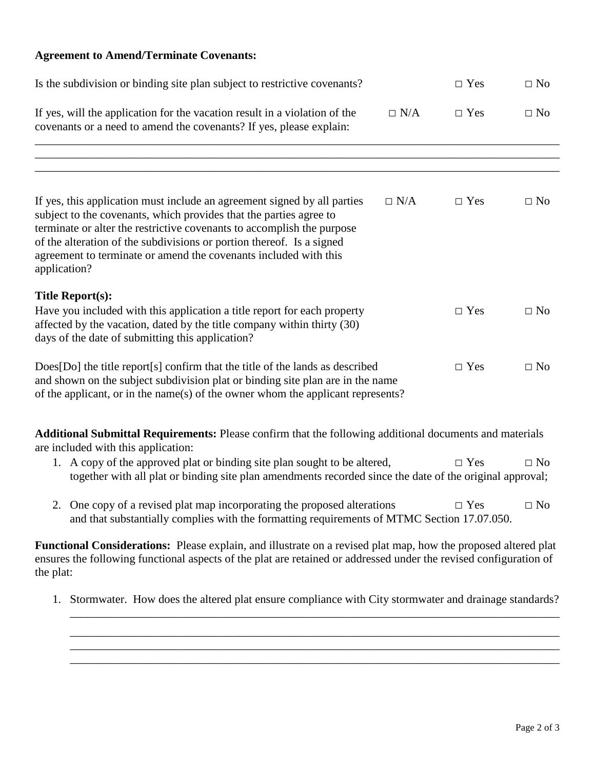**Agreement to Amend/Terminate Covenants:**

Is the subdivision or binding site plan subject to restrictive covenants? □ Yes □ No

If yes, will the application for the vacation result in a violation of the covenants or a need to amend the covenants? If yes, please explain: □ N/A □ Yes □ No

\_\_\_\_\_\_\_\_\_\_\_\_\_\_\_\_\_\_\_\_\_\_\_\_\_\_\_\_\_\_\_\_\_\_\_\_\_\_\_\_\_\_\_\_\_\_\_\_\_\_\_\_\_\_\_\_\_\_\_\_\_\_\_\_\_\_\_\_\_\_\_\_\_\_\_\_\_\_

\_\_\_\_\_\_\_\_\_\_\_\_\_\_\_\_\_\_\_\_\_\_\_\_\_\_\_\_\_\_\_\_\_\_\_\_\_\_\_\_\_\_\_\_\_\_\_\_\_\_\_\_\_\_\_\_\_\_\_\_\_\_\_\_\_\_\_\_\_\_\_\_\_\_\_\_\_\_

\_\_\_\_\_\_\_\_\_\_\_\_\_\_\_\_\_\_\_\_\_\_\_\_\_\_\_\_\_\_\_\_\_\_\_\_\_\_\_\_\_\_\_\_\_\_\_\_\_\_\_\_\_\_\_\_\_\_\_\_\_\_\_\_\_\_\_\_\_\_\_\_\_\_\_\_\_\_

If yes, this application must include an agreement signed by all parties subject to the covenants, which provides that the parties agree to terminate or alter the restrictive covenants to accomplish the purpose of the alteration of the subdivisions or portion thereof. Is a signed agreement to terminate or amend the covenants included with this application? □ N/A □ Yes □ No

**Title Report(s):**

Have you included with this application a title report for each property affected by the vacation, dated by the title company within thirty (30) days of the date of submitting this application? □ Yes □ No

Does[Do] the title report[s] confirm that the title of the lands as described and shown on the subject subdivision plat or binding site plan are in the name of the applicant, or in the name(s) of the owner whom the applicant represents? □ Yes □ No

**Additional Submittal Requirements:** Please confirm that the following additional documents and materials are included with this application:

1. A copy of the approved plat or binding site plan sought to be altered, together with all plat or binding site plan amendments recorded since the date of the original approval; □ Yes □ No
2. One copy of a revised plat map incorporating the proposed alterations and that substantially complies with the formatting requirements of MTMC Section 17.07.050. □ Yes □ No

**Functional Considerations:** Please explain, and illustrate on a revised plat map, how the proposed altered plat ensures the following functional aspects of the plat are retained or addressed under the revised configuration of the plat:

1. Stormwater. How does the altered plat ensure compliance with City stormwater and drainage standards?

   \_\_\_\_\_\_\_\_\_\_\_\_\_\_\_\_\_\_\_\_\_\_\_\_\_\_\_\_\_\_\_\_\_\_\_\_\_\_\_\_\_\_\_\_\_\_\_\_\_\_\_\_\_\_\_\_\_\_\_\_\_\_\_\_\_\_\_\_\_\_\_\_\_\_\_\_

   \_\_\_\_\_\_\_\_\_\_\_\_\_\_\_\_\_\_\_\_\_\_\_\_\_\_\_\_\_\_\_\_\_\_\_\_\_\_\_\_\_\_\_\_\_\_\_\_\_\_\_\_\_\_\_\_\_\_\_\_\_\_\_\_\_\_\_\_\_\_\_\_\_\_\_\_

   \_\_\_\_\_\_\_\_\_\_\_\_\_\_\_\_\_\_\_\_\_\_\_\_\_\_\_\_\_\_\_\_\_\_\_\_\_\_\_\_\_\_\_\_\_\_\_\_\_\_\_\_\_\_\_\_\_\_\_\_\_\_\_\_\_\_\_\_\_\_\_\_\_\_\_\_

   \_\_\_\_\_\_\_\_\_\_\_\_\_\_\_\_\_\_\_\_\_\_\_\_\_\_\_\_\_\_\_\_\_\_\_\_\_\_\_\_\_\_\_\_\_\_\_\_\_\_\_\_\_\_\_\_\_\_\_\_\_\_\_\_\_\_\_\_\_\_\_\_\_\_\_\_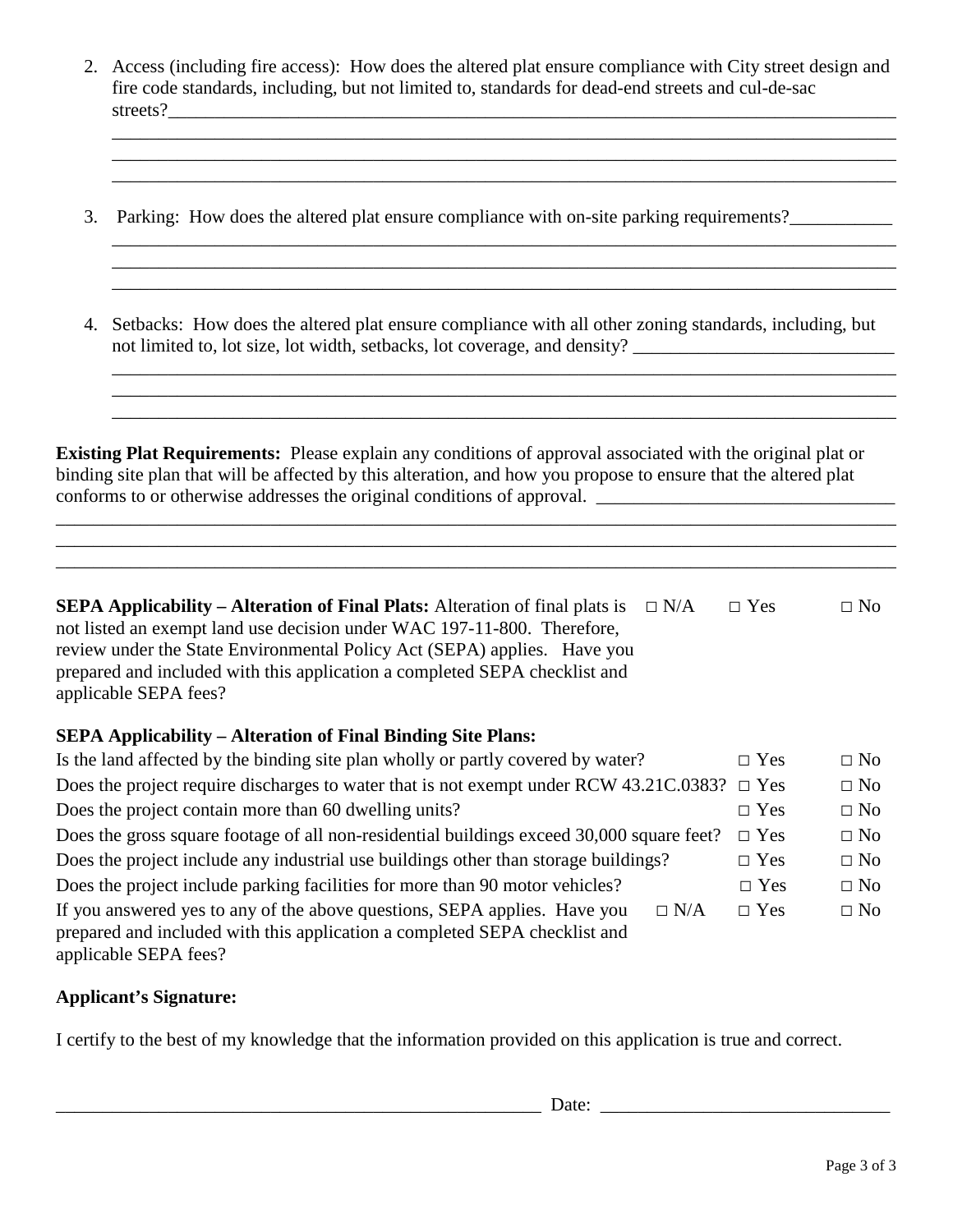2. Access (including fire access): How does the altered plat ensure compliance with City street design and fire code standards, including, but not limited to, standards for dead-end streets and cul-de-sac streets?\_\_\_\_\_\_\_\_\_\_\_\_\_\_\_\_\_\_\_\_\_\_\_\_\_\_\_\_\_\_\_\_\_\_\_\_\_\_\_\_\_\_\_\_\_\_\_\_\_\_\_\_\_\_\_\_\_\_\_\_\_\_\_\_\_\_\_\_\_\_\_\_\_\_\_\_

3. Parking: How does the altered plat ensure compliance with on-site parking requirements?\_\_\_\_\_\_\_\_\_\_\_

4. Setbacks: How does the altered plat ensure compliance with all other zoning standards, including, but not limited to, lot size, lot width, setbacks, lot coverage, and density? \_\_\_\_\_\_\_\_\_\_\_\_\_\_\_\_\_\_\_\_\_\_\_\_\_\_\_\_

**Existing Plat Requirements:** Please explain any conditions of approval associated with the original plat or binding site plan that will be affected by this alteration, and how you propose to ensure that the altered plat conforms to or otherwise addresses the original conditions of approval. \_\_\_\_\_\_\_\_\_\_\_\_\_\_\_\_\_\_\_\_\_\_\_\_\_\_\_\_\_\_\_\_

| | | | |
|---|---|---|---|
| **SEPA Applicability – Alteration of Final Plats:** Alteration of final plats is not listed an exempt land use decision under WAC 197-11-800. Therefore, review under the State Environmental Policy Act (SEPA) applies. Have you prepared and included with this application a completed SEPA checklist and applicable SEPA fees? | □ N/A | □ Yes | □ No |

**SEPA Applicability – Alteration of Final Binding Site Plans:**

| | | | |
|---|---|---|---|
| Is the land affected by the binding site plan wholly or partly covered by water? | | □ Yes | □ No |
| Does the project require discharges to water that is not exempt under RCW 43.21C.0383? | | □ Yes | □ No |
| Does the project contain more than 60 dwelling units? | | □ Yes | □ No |
| Does the gross square footage of all non-residential buildings exceed 30,000 square feet? | | □ Yes | □ No |
| Does the project include any industrial use buildings other than storage buildings? | | □ Yes | □ No |
| Does the project include parking facilities for more than 90 motor vehicles? | | □ Yes | □ No |
| If you answered yes to any of the above questions, SEPA applies. Have you prepared and included with this application a completed SEPA checklist and applicable SEPA fees? | □ N/A | □ Yes | □ No |

**Applicant's Signature:**

I certify to the best of my knowledge that the information provided on this application is true and correct.

\_\_\_\_\_\_\_\_\_\_\_\_\_\_\_\_\_\_\_\_\_\_\_\_\_\_\_\_\_\_\_\_\_\_\_\_\_\_\_\_\_\_\_\_\_\_\_\_\_\_\_\_ Date: \_\_\_\_\_\_\_\_\_\_\_\_\_\_\_\_\_\_\_\_\_\_\_\_\_\_\_\_\_\_\_